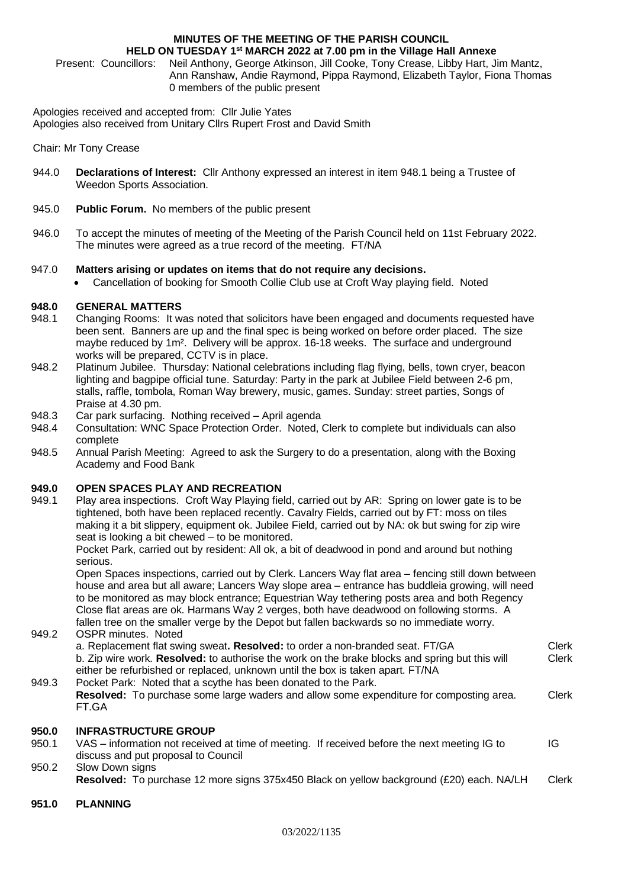# MINUTES OF THE MEETING OF THE PARISH COUNCIL
## HELD ON TUESDAY 1st MARCH 2022 at 7.00 pm in the Village Hall Annexe

Present: Councillors: Neil Anthony, George Atkinson, Jill Cooke, Tony Crease, Libby Hart, Jim Mantz, Ann Ranshaw, Andie Raymond, Pippa Raymond, Elizabeth Taylor, Fiona Thomas
0 members of the public present

Apologies received and accepted from: Cllr Julie Yates
Apologies also received from Unitary Cllrs Rupert Frost and David Smith

Chair: Mr Tony Crease

944.0 **Declarations of Interest:** Cllr Anthony expressed an interest in item 948.1 being a Trustee of Weedon Sports Association.

945.0 **Public Forum.** No members of the public present

946.0 To accept the minutes of meeting of the Meeting of the Parish Council held on 11st February 2022. The minutes were agreed as a true record of the meeting. FT/NA

947.0 **Matters arising or updates on items that do not require any decisions.**

- Cancellation of booking for Smooth Collie Club use at Croft Way playing field. Noted

**948.0 GENERAL MATTERS**

948.1 Changing Rooms: It was noted that solicitors have been engaged and documents requested have been sent. Banners are up and the final spec is being worked on before order placed. The size maybe reduced by 1m². Delivery will be approx. 16-18 weeks. The surface and underground works will be prepared, CCTV is in place.

948.2 Platinum Jubilee. Thursday: National celebrations including flag flying, bells, town cryer, beacon lighting and bagpipe official tune. Saturday: Party in the park at Jubilee Field between 2-6 pm, stalls, raffle, tombola, Roman Way brewery, music, games. Sunday: street parties, Songs of Praise at 4.30 pm.

948.3 Car park surfacing. Nothing received – April agenda

948.4 Consultation: WNC Space Protection Order. Noted, Clerk to complete but individuals can also complete

948.5 Annual Parish Meeting: Agreed to ask the Surgery to do a presentation, along with the Boxing Academy and Food Bank

**949.0 OPEN SPACES PLAY AND RECREATION**

949.1 Play area inspections. Croft Way Playing field, carried out by AR: Spring on lower gate is to be tightened, both have been replaced recently. Cavalry Fields, carried out by FT: moss on tiles making it a bit slippery, equipment ok. Jubilee Field, carried out by NA: ok but swing for zip wire seat is looking a bit chewed – to be monitored.

Pocket Park, carried out by resident: All ok, a bit of deadwood in pond and around but nothing serious.

Open Spaces inspections, carried out by Clerk. Lancers Way flat area – fencing still down between house and area but all aware; Lancers Way slope area – entrance has buddleia growing, will need to be monitored as may block entrance; Equestrian Way tethering posts area and both Regency Close flat areas are ok. Harmans Way 2 verges, both have deadwood on following storms. A fallen tree on the smaller verge by the Depot but fallen backwards so no immediate worry.

949.2 OSPR minutes. Noted

a. Replacement flat swing sweat**. Resolved:** to order a non-branded seat. FT/GA — Clerk

b. Zip wire work. **Resolved:** to authorise the work on the brake blocks and spring but this will either be refurbished or replaced, unknown until the box is taken apart. FT/NA — Clerk

949.3 Pocket Park: Noted that a scythe has been donated to the Park.

**Resolved:** To purchase some large waders and allow some expenditure for composting area. FT.GA — Clerk

**950.0 INFRASTRUCTURE GROUP**

950.1 VAS – information not received at time of meeting. If received before the next meeting IG to discuss and put proposal to Council — IG

950.2 Slow Down signs

**Resolved:** To purchase 12 more signs 375x450 Black on yellow background (£20) each. NA/LH — Clerk

**951.0 PLANNING**

03/2022/1135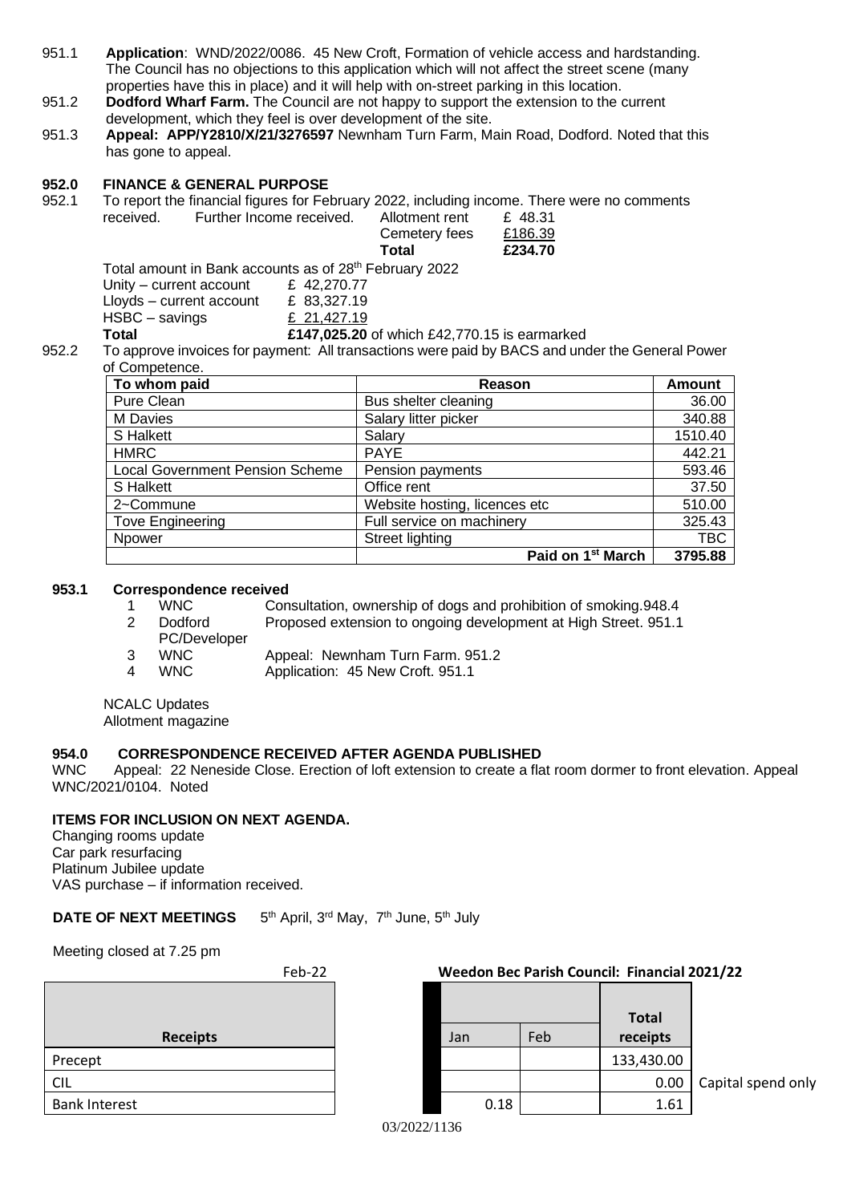951.1 **Application**: WND/2022/0086. 45 New Croft, Formation of vehicle access and hardstanding. The Council has no objections to this application which will not affect the street scene (many properties have this in place) and it will help with on-street parking in this location.

951.2 **Dodford Wharf Farm.** The Council are not happy to support the extension to the current development, which they feel is over development of the site.

951.3 **Appeal: APP/Y2810/X/21/3276597** Newnham Turn Farm, Main Road, Dodford. Noted that this has gone to appeal.

## 952.0 FINANCE & GENERAL PURPOSE

952.1 To report the financial figures for February 2022, including income. There were no comments received. Further Income received.

| | |
|---|---|
| Allotment rent | £ 48.31 |
| Cemetery fees | £186.39 |
| **Total** | **£234.70** |

Total amount in Bank accounts as of 28th February 2022

| | |
|---|---|
| Unity – current account | £ 42,270.77 |
| Lloyds – current account | £ 83,327.19 |
| HSBC – savings | £ 21,427.19 |
| **Total** | **£147,025.20** of which £42,770.15 is earmarked |

952.2 To approve invoices for payment: All transactions were paid by BACS and under the General Power of Competence.

| To whom paid | Reason | Amount |
|---|---|---|
| Pure Clean | Bus shelter cleaning | 36.00 |
| M Davies | Salary litter picker | 340.88 |
| S Halkett | Salary | 1510.40 |
| HMRC | PAYE | 442.21 |
| Local Government Pension Scheme | Pension payments | 593.46 |
| S Halkett | Office rent | 37.50 |
| 2~Commune | Website hosting, licences etc | 510.00 |
| Tove Engineering | Full service on machinery | 325.43 |
| Npower | Street lighting | TBC |
| | **Paid on 1st March** | **3795.88** |

### 953.1 Correspondence received

1. WNC – Consultation, ownership of dogs and prohibition of smoking.948.4
2. Dodford PC/Developer – Proposed extension to ongoing development at High Street. 951.1
3. WNC – Appeal: Newnham Turn Farm. 951.2
4. WNC – Application: 45 New Croft. 951.1

NCALC Updates
Allotment magazine

## 954.0 CORRESPONDENCE RECEIVED AFTER AGENDA PUBLISHED

WNC Appeal: 22 Neneside Close. Erection of loft extension to create a flat room dormer to front elevation. Appeal WNC/2021/0104. Noted

### ITEMS FOR INCLUSION ON NEXT AGENDA.

Changing rooms update
Car park resurfacing
Platinum Jubilee update
VAS purchase – if information received.

**DATE OF NEXT MEETINGS** 5th April, 3rd May, 7th June, 5th July

Meeting closed at 7.25 pm

Feb-22 **Weedon Bec Parish Council: Financial 2021/22**

| Receipts | Jan | Feb | Total receipts | |
|---|---|---|---|---|
| Precept | | | 133,430.00 | |
| CIL | | | 0.00 | Capital spend only |
| Bank Interest | 0.18 | | 1.61 | |

03/2022/1136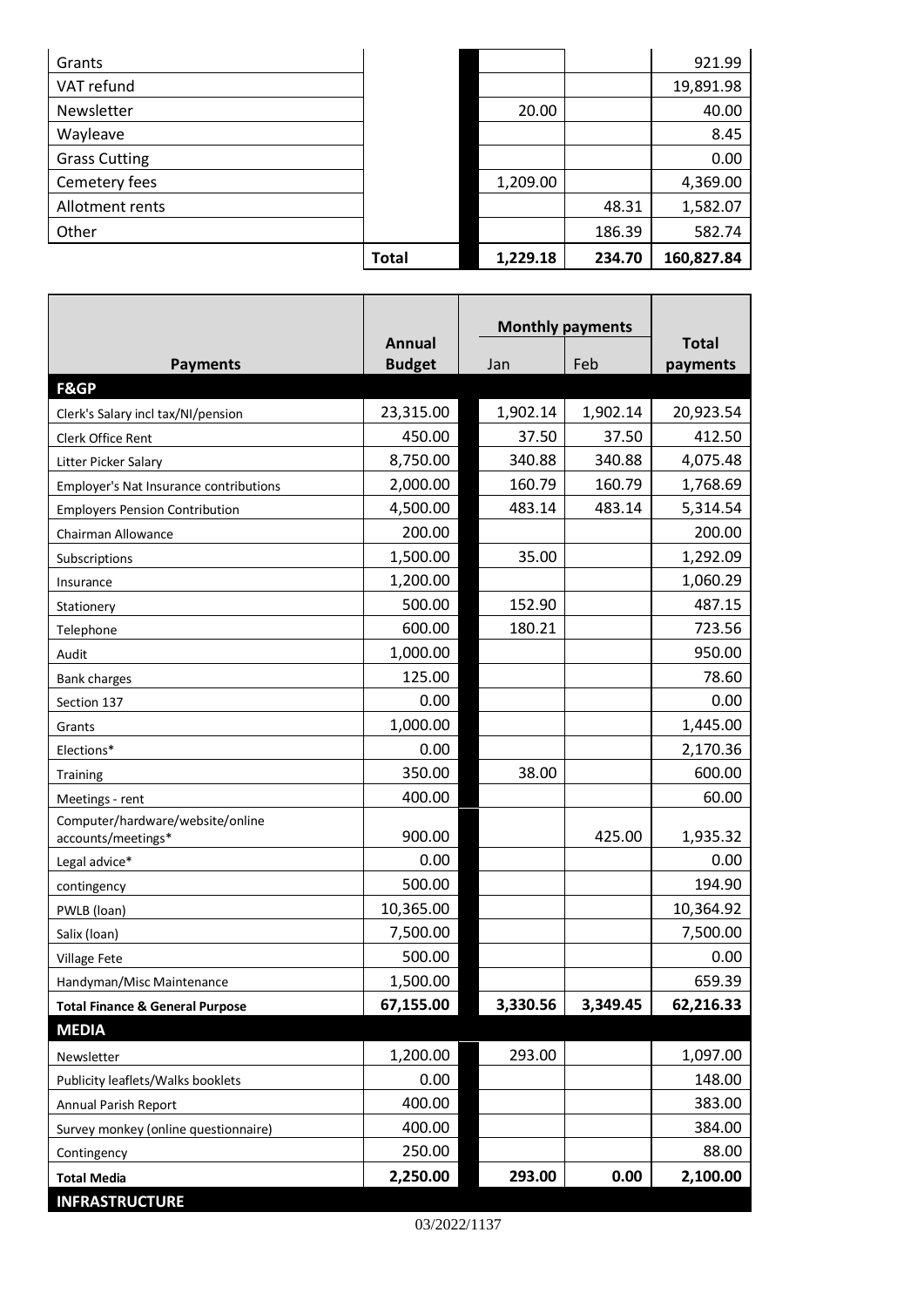| | | | | |
|---|---|---|---|---|
| Grants | | | | 921.99 |
| VAT refund | | | | 19,891.98 |
| Newsletter | | 20.00 | | 40.00 |
| Wayleave | | | | 8.45 |
| Grass Cutting | | | | 0.00 |
| Cemetery fees | | 1,209.00 | | 4,369.00 |
| Allotment rents | | | 48.31 | 1,582.07 |
| Other | | | 186.39 | 582.74 |
| | **Total** | **1,229.18** | **234.70** | **160,827.84** |

| Payments | Annual Budget | Monthly payments | | Total payments |
|---|---|---|---|---|
| | | Jan | Feb | |
| **F&GP** | | | | |
| Clerk's Salary incl tax/NI/pension | 23,315.00 | 1,902.14 | 1,902.14 | 20,923.54 |
| Clerk Office Rent | 450.00 | 37.50 | 37.50 | 412.50 |
| Litter Picker Salary | 8,750.00 | 340.88 | 340.88 | 4,075.48 |
| Employer's Nat Insurance contributions | 2,000.00 | 160.79 | 160.79 | 1,768.69 |
| Employers Pension Contribution | 4,500.00 | 483.14 | 483.14 | 5,314.54 |
| Chairman Allowance | 200.00 | | | 200.00 |
| Subscriptions | 1,500.00 | 35.00 | | 1,292.09 |
| Insurance | 1,200.00 | | | 1,060.29 |
| Stationery | 500.00 | 152.90 | | 487.15 |
| Telephone | 600.00 | 180.21 | | 723.56 |
| Audit | 1,000.00 | | | 950.00 |
| Bank charges | 125.00 | | | 78.60 |
| Section 137 | 0.00 | | | 0.00 |
| Grants | 1,000.00 | | | 1,445.00 |
| Elections* | 0.00 | | | 2,170.36 |
| Training | 350.00 | 38.00 | | 600.00 |
| Meetings - rent | 400.00 | | | 60.00 |
| Computer/hardware/website/online accounts/meetings* | 900.00 | | 425.00 | 1,935.32 |
| Legal advice* | 0.00 | | | 0.00 |
| contingency | 500.00 | | | 194.90 |
| PWLB (loan) | 10,365.00 | | | 10,364.92 |
| Salix (loan) | 7,500.00 | | | 7,500.00 |
| Village Fete | 500.00 | | | 0.00 |
| Handyman/Misc Maintenance | 1,500.00 | | | 659.39 |
| **Total Finance & General Purpose** | **67,155.00** | **3,330.56** | **3,349.45** | **62,216.33** |
| **MEDIA** | | | | |
| Newsletter | 1,200.00 | 293.00 | | 1,097.00 |
| Publicity leaflets/Walks booklets | 0.00 | | | 148.00 |
| Annual Parish Report | 400.00 | | | 383.00 |
| Survey monkey (online questionnaire) | 400.00 | | | 384.00 |
| Contingency | 250.00 | | | 88.00 |
| **Total Media** | **2,250.00** | **293.00** | **0.00** | **2,100.00** |
| **INFRASTRUCTURE** | | | | |

03/2022/1137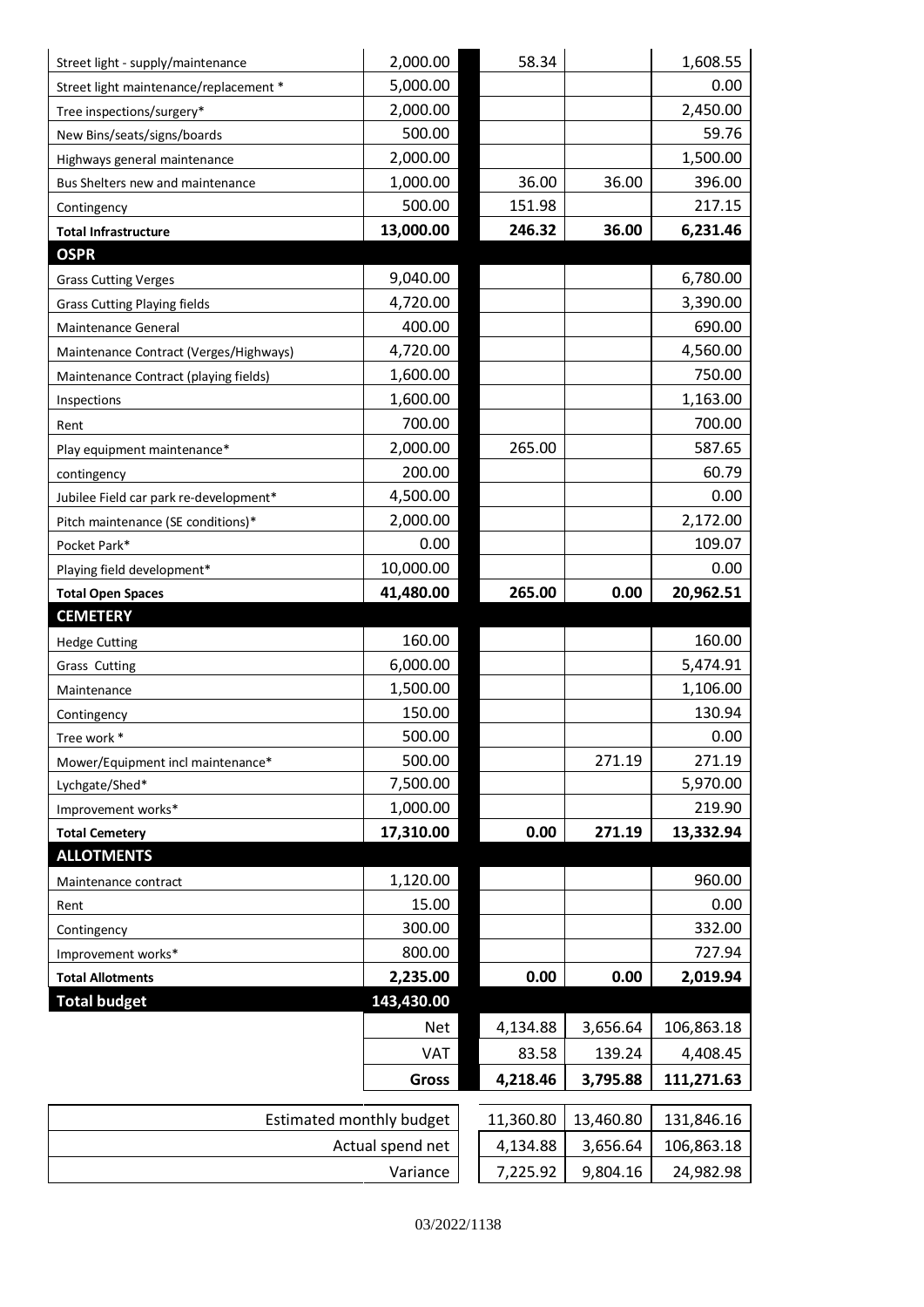| | | | | |
|---|---|---|---|---|
| Street light - supply/maintenance | 2,000.00 | 58.34 | | 1,608.55 |
| Street light maintenance/replacement * | 5,000.00 | | | 0.00 |
| Tree inspections/surgery* | 2,000.00 | | | 2,450.00 |
| New Bins/seats/signs/boards | 500.00 | | | 59.76 |
| Highways general maintenance | 2,000.00 | | | 1,500.00 |
| Bus Shelters new and maintenance | 1,000.00 | 36.00 | 36.00 | 396.00 |
| Contingency | 500.00 | 151.98 | | 217.15 |
| **Total Infrastructure** | **13,000.00** | **246.32** | **36.00** | **6,231.46** |
| **OSPR** | | | | |
| Grass Cutting Verges | 9,040.00 | | | 6,780.00 |
| Grass Cutting Playing fields | 4,720.00 | | | 3,390.00 |
| Maintenance General | 400.00 | | | 690.00 |
| Maintenance Contract (Verges/Highways) | 4,720.00 | | | 4,560.00 |
| Maintenance Contract (playing fields) | 1,600.00 | | | 750.00 |
| Inspections | 1,600.00 | | | 1,163.00 |
| Rent | 700.00 | | | 700.00 |
| Play equipment maintenance* | 2,000.00 | 265.00 | | 587.65 |
| contingency | 200.00 | | | 60.79 |
| Jubilee Field car park re-development* | 4,500.00 | | | 0.00 |
| Pitch maintenance (SE conditions)* | 2,000.00 | | | 2,172.00 |
| Pocket Park* | 0.00 | | | 109.07 |
| Playing field development* | 10,000.00 | | | 0.00 |
| **Total Open Spaces** | **41,480.00** | **265.00** | **0.00** | **20,962.51** |
| **CEMETERY** | | | | |
| Hedge Cutting | 160.00 | | | 160.00 |
| Grass Cutting | 6,000.00 | | | 5,474.91 |
| Maintenance | 1,500.00 | | | 1,106.00 |
| Contingency | 150.00 | | | 130.94 |
| Tree work * | 500.00 | | | 0.00 |
| Mower/Equipment incl maintenance* | 500.00 | | 271.19 | 271.19 |
| Lychgate/Shed* | 7,500.00 | | | 5,970.00 |
| Improvement works* | 1,000.00 | | | 219.90 |
| **Total Cemetery** | **17,310.00** | **0.00** | **271.19** | **13,332.94** |
| **ALLOTMENTS** | | | | |
| Maintenance contract | 1,120.00 | | | 960.00 |
| Rent | 15.00 | | | 0.00 |
| Contingency | 300.00 | | | 332.00 |
| Improvement works* | 800.00 | | | 727.94 |
| **Total Allotments** | **2,235.00** | **0.00** | **0.00** | **2,019.94** |
| **Total budget** | **143,430.00** | | | |
| | Net | 4,134.88 | 3,656.64 | 106,863.18 |
| | VAT | 83.58 | 139.24 | 4,408.45 |
| | **Gross** | **4,218.46** | **3,795.88** | **111,271.63** |

| | | | |
|---|---|---|---|
| Estimated monthly budget | 11,360.80 | 13,460.80 | 131,846.16 |
| Actual spend net | 4,134.88 | 3,656.64 | 106,863.18 |
| Variance | 7,225.92 | 9,804.16 | 24,982.98 |

03/2022/1138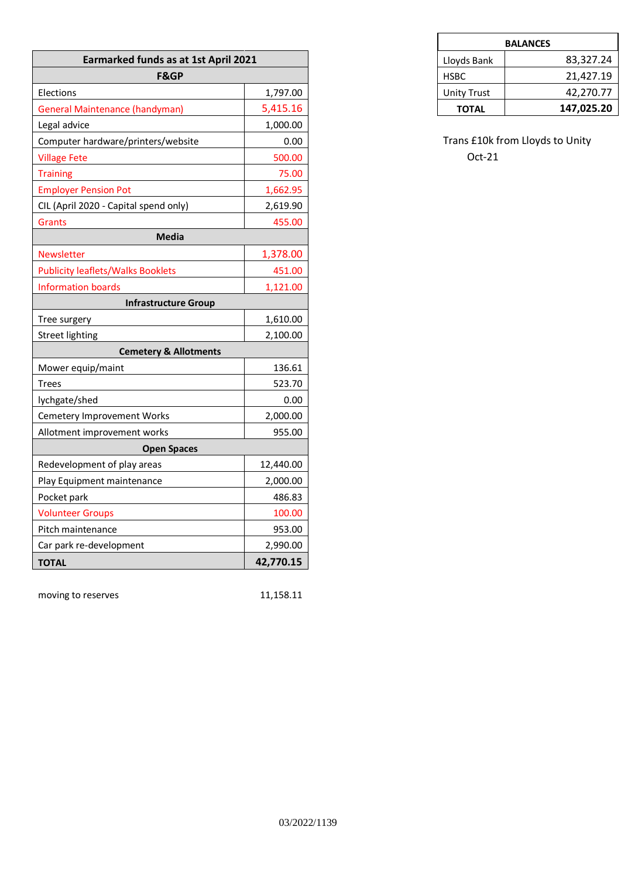| Earmarked funds as at 1st April 2021 | |
|---|---|
| **F&GP** | |
| Elections | 1,797.00 |
| General Maintenance (handyman) | 5,415.16 |
| Legal advice | 1,000.00 |
| Computer hardware/printers/website | 0.00 |
| Village Fete | 500.00 |
| Training | 75.00 |
| Employer Pension Pot | 1,662.95 |
| CIL (April 2020 - Capital spend only) | 2,619.90 |
| Grants | 455.00 |
| **Media** | |
| Newsletter | 1,378.00 |
| Publicity leaflets/Walks Booklets | 451.00 |
| Information boards | 1,121.00 |
| **Infrastructure Group** | |
| Tree surgery | 1,610.00 |
| Street lighting | 2,100.00 |
| **Cemetery & Allotments** | |
| Mower equip/maint | 136.61 |
| Trees | 523.70 |
| lychgate/shed | 0.00 |
| Cemetery Improvement Works | 2,000.00 |
| Allotment improvement works | 955.00 |
| **Open Spaces** | |
| Redevelopment of play areas | 12,440.00 |
| Play Equipment maintenance | 2,000.00 |
| Pocket park | 486.83 |
| Volunteer Groups | 100.00 |
| Pitch maintenance | 953.00 |
| Car park re-development | 2,990.00 |
| **TOTAL** | **42,770.15** |

moving to reserves 11,158.11

| BALANCES | |
|---|---|
| Lloyds Bank | 83,327.24 |
| HSBC | 21,427.19 |
| Unity Trust | 42,270.77 |
| **TOTAL** | **147,025.20** |

Trans £10k from Lloyds to Unity Oct-21

03/2022/1139